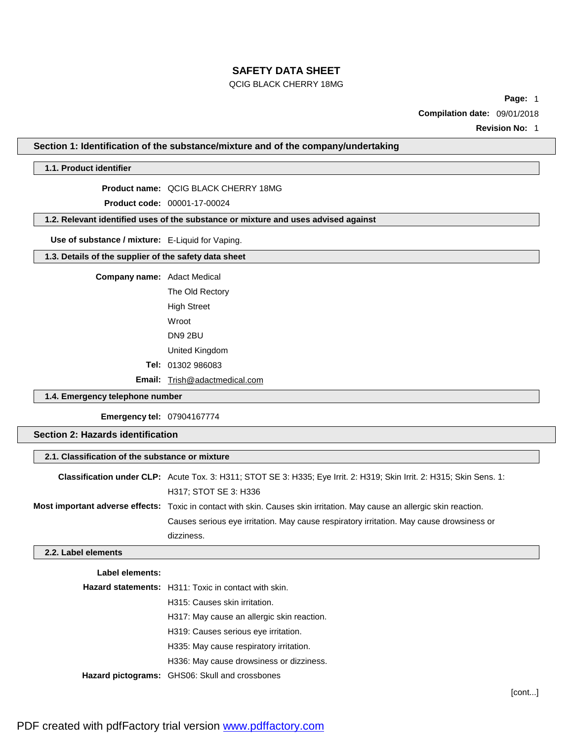# SAFETY DATA SHEET

QCIG BLACK CHERRY 18MG

**Compilation date:** 09/01/2018

**Revision No:** 1

## Section 1: Identification of the substance/mixture and of the company/undertaking

### 1.1. Product identifier

**Product name:** QCIG BLACK CHERRY 18MG

**Product code:** 00001-17-00024

### 1.2. Relevant identified uses of the substance or mixture and uses advised against

**Use of substance / mixture:** E-Liquid for Vaping.

### 1.3. Details of the supplier of the safety data sheet

**Company name:** Adact Medical
The Old Rectory
High Street
Wroot
DN9 2BU
United Kingdom

**Tel:** 01302 986083

**Email:** Trish@adactmedical.com

### 1.4. Emergency telephone number

**Emergency tel:** 07904167774

## Section 2: Hazards identification

### 2.1. Classification of the substance or mixture

**Classification under CLP:** Acute Tox. 3: H311; STOT SE 3: H335; Eye Irrit. 2: H319; Skin Irrit. 2: H315; Skin Sens. 1: H317; STOT SE 3: H336

**Most important adverse effects:** Toxic in contact with skin. Causes skin irritation. May cause an allergic skin reaction. Causes serious eye irritation. May cause respiratory irritation. May cause drowsiness or dizziness.

### 2.2. Label elements

**Label elements:**

**Hazard statements:** H311: Toxic in contact with skin.
H315: Causes skin irritation.
H317: May cause an allergic skin reaction.
H319: Causes serious eye irritation.
H335: May cause respiratory irritation.
H336: May cause drowsiness or dizziness.

**Hazard pictograms:** GHS06: Skull and crossbones

[cont...]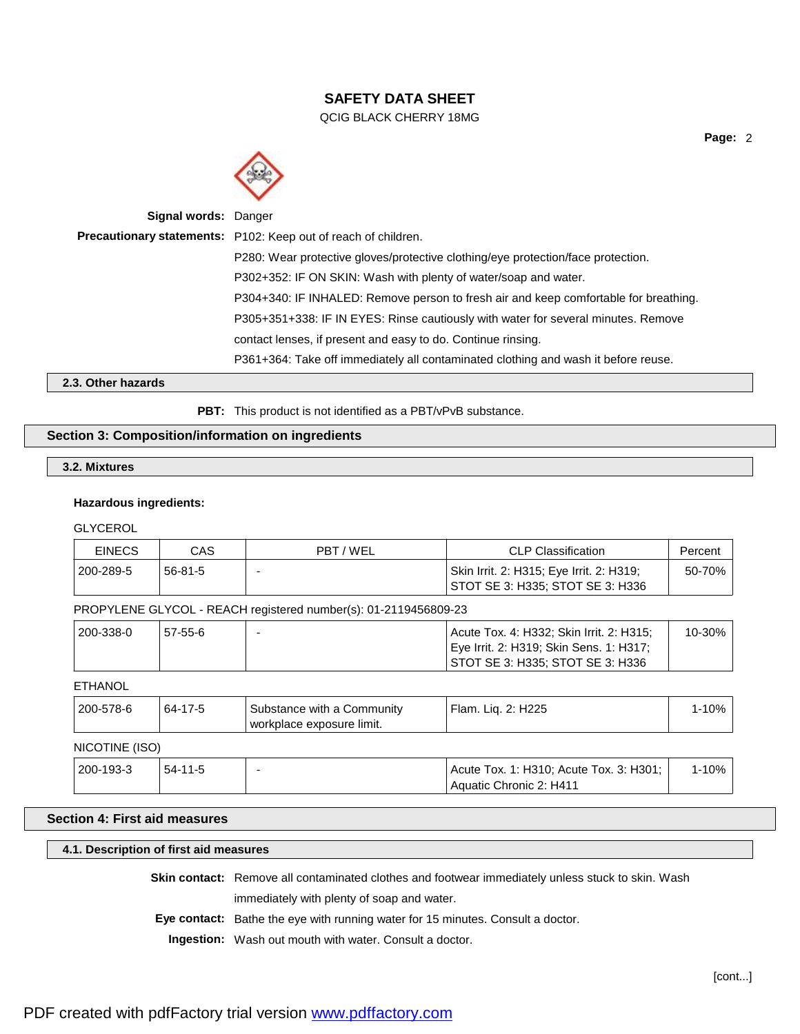**Signal words:** Danger

**Precautionary statements:** P102: Keep out of reach of children.

P280: Wear protective gloves/protective clothing/eye protection/face protection.

P302+352: IF ON SKIN: Wash with plenty of water/soap and water.

P304+340: IF INHALED: Remove person to fresh air and keep comfortable for breathing.

P305+351+338: IF IN EYES: Rinse cautiously with water for several minutes. Remove contact lenses, if present and easy to do. Continue rinsing.

P361+364: Take off immediately all contaminated clothing and wash it before reuse.

### 2.3. Other hazards

**PBT:** This product is not identified as a PBT/vPvB substance.

## Section 3: Composition/information on ingredients

### 3.2. Mixtures

**Hazardous ingredients:**

GLYCEROL

| EINECS | CAS | PBT / WEL | CLP Classification | Percent |
|---|---|---|---|---|
| 200-289-5 | 56-81-5 | - | Skin Irrit. 2: H315; Eye Irrit. 2: H319; STOT SE 3: H335; STOT SE 3: H336 | 50-70% |

PROPYLENE GLYCOL - REACH registered number(s): 01-2119456809-23

| EINECS | CAS | PBT / WEL | CLP Classification | Percent |
|---|---|---|---|---|
| 200-338-0 | 57-55-6 | - | Acute Tox. 4: H332; Skin Irrit. 2: H315; Eye Irrit. 2: H319; Skin Sens. 1: H317; STOT SE 3: H335; STOT SE 3: H336 | 10-30% |

ETHANOL

| EINECS | CAS | PBT / WEL | CLP Classification | Percent |
|---|---|---|---|---|
| 200-578-6 | 64-17-5 | Substance with a Community workplace exposure limit. | Flam. Liq. 2: H225 | 1-10% |

NICOTINE (ISO)

| EINECS | CAS | PBT / WEL | CLP Classification | Percent |
|---|---|---|---|---|
| 200-193-3 | 54-11-5 | - | Acute Tox. 1: H310; Acute Tox. 3: H301; Aquatic Chronic 2: H411 | 1-10% |

## Section 4: First aid measures

### 4.1. Description of first aid measures

**Skin contact:** Remove all contaminated clothes and footwear immediately unless stuck to skin. Wash immediately with plenty of soap and water.

**Eye contact:** Bathe the eye with running water for 15 minutes. Consult a doctor.

**Ingestion:** Wash out mouth with water. Consult a doctor.

[cont...]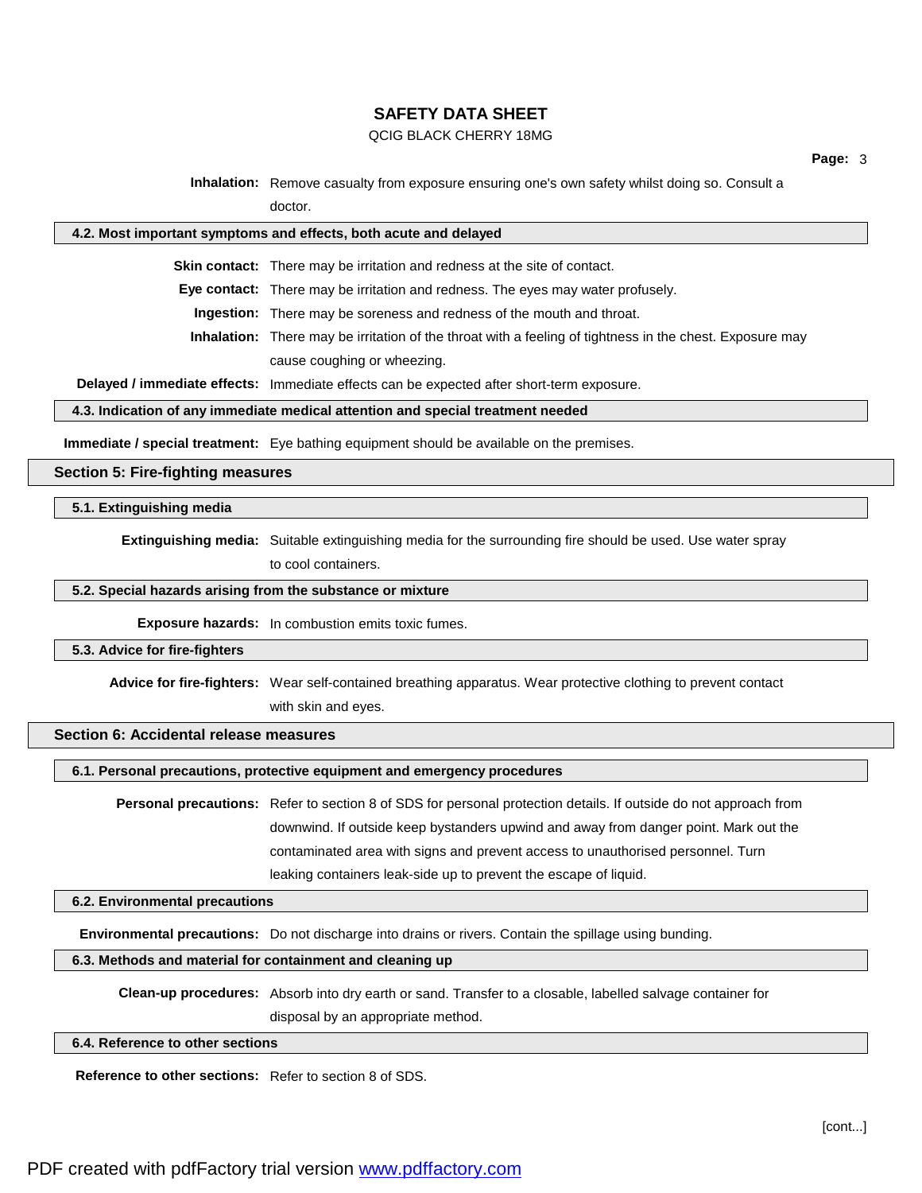**Inhalation:** Remove casualty from exposure ensuring one's own safety whilst doing so. Consult a doctor.

### 4.2. Most important symptoms and effects, both acute and delayed

**Skin contact:** There may be irritation and redness at the site of contact.

**Eye contact:** There may be irritation and redness. The eyes may water profusely.

**Ingestion:** There may be soreness and redness of the mouth and throat.

**Inhalation:** There may be irritation of the throat with a feeling of tightness in the chest. Exposure may cause coughing or wheezing.

**Delayed / immediate effects:** Immediate effects can be expected after short-term exposure.

### 4.3. Indication of any immediate medical attention and special treatment needed

**Immediate / special treatment:** Eye bathing equipment should be available on the premises.

## Section 5: Fire-fighting measures

### 5.1. Extinguishing media

**Extinguishing media:** Suitable extinguishing media for the surrounding fire should be used. Use water spray to cool containers.

### 5.2. Special hazards arising from the substance or mixture

**Exposure hazards:** In combustion emits toxic fumes.

### 5.3. Advice for fire-fighters

**Advice for fire-fighters:** Wear self-contained breathing apparatus. Wear protective clothing to prevent contact with skin and eyes.

## Section 6: Accidental release measures

### 6.1. Personal precautions, protective equipment and emergency procedures

**Personal precautions:** Refer to section 8 of SDS for personal protection details. If outside do not approach from downwind. If outside keep bystanders upwind and away from danger point. Mark out the contaminated area with signs and prevent access to unauthorised personnel. Turn leaking containers leak-side up to prevent the escape of liquid.

### 6.2. Environmental precautions

**Environmental precautions:** Do not discharge into drains or rivers. Contain the spillage using bunding.

### 6.3. Methods and material for containment and cleaning up

**Clean-up procedures:** Absorb into dry earth or sand. Transfer to a closable, labelled salvage container for disposal by an appropriate method.

### 6.4. Reference to other sections

**Reference to other sections:** Refer to section 8 of SDS.

[cont...]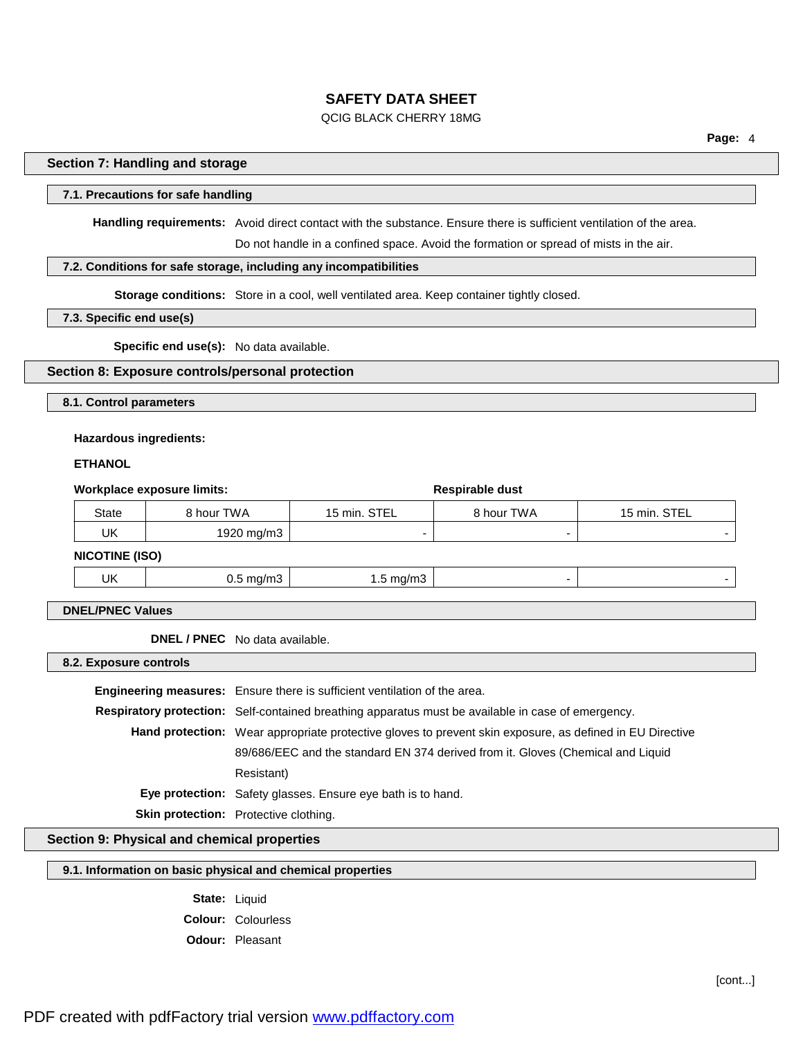# SAFETY DATA SHEET

QCIG BLACK CHERRY 18MG

## Section 7: Handling and storage

### 7.1. Precautions for safe handling

**Handling requirements:** Avoid direct contact with the substance. Ensure there is sufficient ventilation of the area. Do not handle in a confined space. Avoid the formation or spread of mists in the air.

### 7.2. Conditions for safe storage, including any incompatibilities

**Storage conditions:** Store in a cool, well ventilated area. Keep container tightly closed.

### 7.3. Specific end use(s)

**Specific end use(s):** No data available.

## Section 8: Exposure controls/personal protection

### 8.1. Control parameters

**Hazardous ingredients:**

**ETHANOL**

| **Workplace exposure limits:** | | | **Respirable dust** | |
|---|---|---|---|---|
| State | 8 hour TWA | 15 min. STEL | 8 hour TWA | 15 min. STEL |
| UK | 1920 mg/m3 | - | - | - |

**NICOTINE (ISO)**

| State | 8 hour TWA | 15 min. STEL | 8 hour TWA | 15 min. STEL |
|---|---|---|---|---|
| UK | 0.5 mg/m3 | 1.5 mg/m3 | - | - |

### DNEL/PNEC Values

**DNEL / PNEC** No data available.

### 8.2. Exposure controls

**Engineering measures:** Ensure there is sufficient ventilation of the area.

**Respiratory protection:** Self-contained breathing apparatus must be available in case of emergency.

**Hand protection:** Wear appropriate protective gloves to prevent skin exposure, as defined in EU Directive 89/686/EEC and the standard EN 374 derived from it. Gloves (Chemical and Liquid Resistant)

**Eye protection:** Safety glasses. Ensure eye bath is to hand.

**Skin protection:** Protective clothing.

## Section 9: Physical and chemical properties

### 9.1. Information on basic physical and chemical properties

**State:** Liquid

**Colour:** Colourless

**Odour:** Pleasant

[cont...]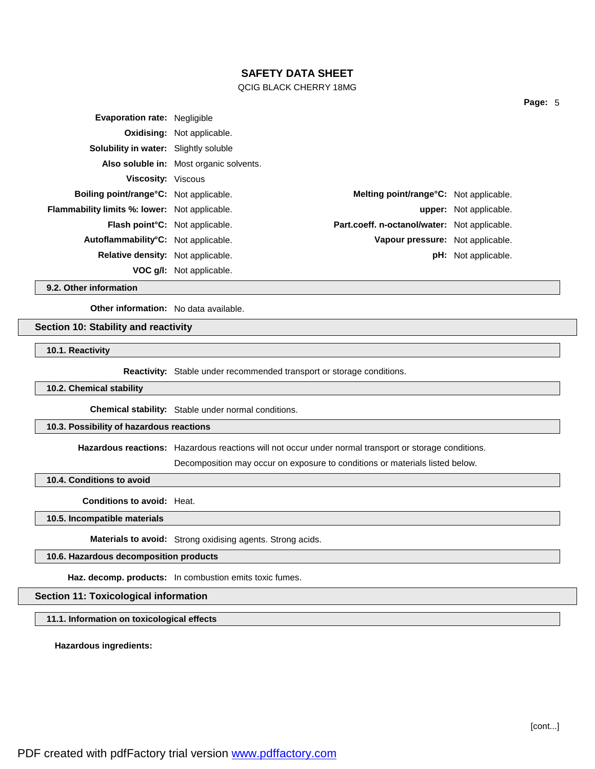**Evaporation rate:** Negligible

**Oxidising:** Not applicable.

**Solubility in water:** Slightly soluble

**Also soluble in:** Most organic solvents.

**Viscosity:** Viscous

| | | | |
|---|---|---|---|
| **Boiling point/range°C:** | Not applicable. | **Melting point/range°C:** | Not applicable. |
| **Flammability limits %: lower:** | Not applicable. | **upper:** | Not applicable. |
| **Flash point°C:** | Not applicable. | **Part.coeff. n-octanol/water:** | Not applicable. |
| **Autoflammability°C:** | Not applicable. | **Vapour pressure:** | Not applicable. |
| **Relative density:** | Not applicable. | **pH:** | Not applicable. |
| **VOC g/l:** | Not applicable. | | |

### 9.2. Other information

**Other information:** No data available.

## Section 10: Stability and reactivity

### 10.1. Reactivity

**Reactivity:** Stable under recommended transport or storage conditions.

### 10.2. Chemical stability

**Chemical stability:** Stable under normal conditions.

### 10.3. Possibility of hazardous reactions

**Hazardous reactions:** Hazardous reactions will not occur under normal transport or storage conditions.

Decomposition may occur on exposure to conditions or materials listed below.

### 10.4. Conditions to avoid

**Conditions to avoid:** Heat.

### 10.5. Incompatible materials

**Materials to avoid:** Strong oxidising agents. Strong acids.

### 10.6. Hazardous decomposition products

**Haz. decomp. products:** In combustion emits toxic fumes.

## Section 11: Toxicological information

### 11.1. Information on toxicological effects

**Hazardous ingredients:**

[cont...]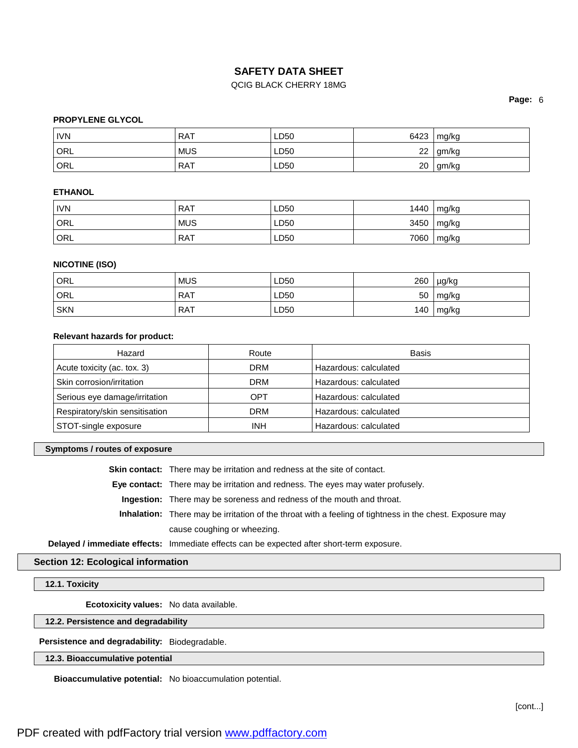**PROPYLENE GLYCOL**

| | | | | |
|---|---|---|---|---|
| IVN | RAT | LD50 | 6423 | mg/kg |
| ORL | MUS | LD50 | 22 | gm/kg |
| ORL | RAT | LD50 | 20 | gm/kg |

**ETHANOL**

| | | | | |
|---|---|---|---|---|
| IVN | RAT | LD50 | 1440 | mg/kg |
| ORL | MUS | LD50 | 3450 | mg/kg |
| ORL | RAT | LD50 | 7060 | mg/kg |

**NICOTINE (ISO)**

| | | | | |
|---|---|---|---|---|
| ORL | MUS | LD50 | 260 | µg/kg |
| ORL | RAT | LD50 | 50 | mg/kg |
| SKN | RAT | LD50 | 140 | mg/kg |

**Relevant hazards for product:**

| Hazard | Route | Basis |
|---|---|---|
| Acute toxicity (ac. tox. 3) | DRM | Hazardous: calculated |
| Skin corrosion/irritation | DRM | Hazardous: calculated |
| Serious eye damage/irritation | OPT | Hazardous: calculated |
| Respiratory/skin sensitisation | DRM | Hazardous: calculated |
| STOT-single exposure | INH | Hazardous: calculated |

### Symptoms / routes of exposure

**Skin contact:** There may be irritation and redness at the site of contact.

**Eye contact:** There may be irritation and redness. The eyes may water profusely.

**Ingestion:** There may be soreness and redness of the mouth and throat.

**Inhalation:** There may be irritation of the throat with a feeling of tightness in the chest. Exposure may cause coughing or wheezing.

**Delayed / immediate effects:** Immediate effects can be expected after short-term exposure.

## Section 12: Ecological information

### 12.1. Toxicity

**Ecotoxicity values:** No data available.

### 12.2. Persistence and degradability

**Persistence and degradability:** Biodegradable.

### 12.3. Bioaccumulative potential

**Bioaccumulative potential:** No bioaccumulation potential.

[cont...]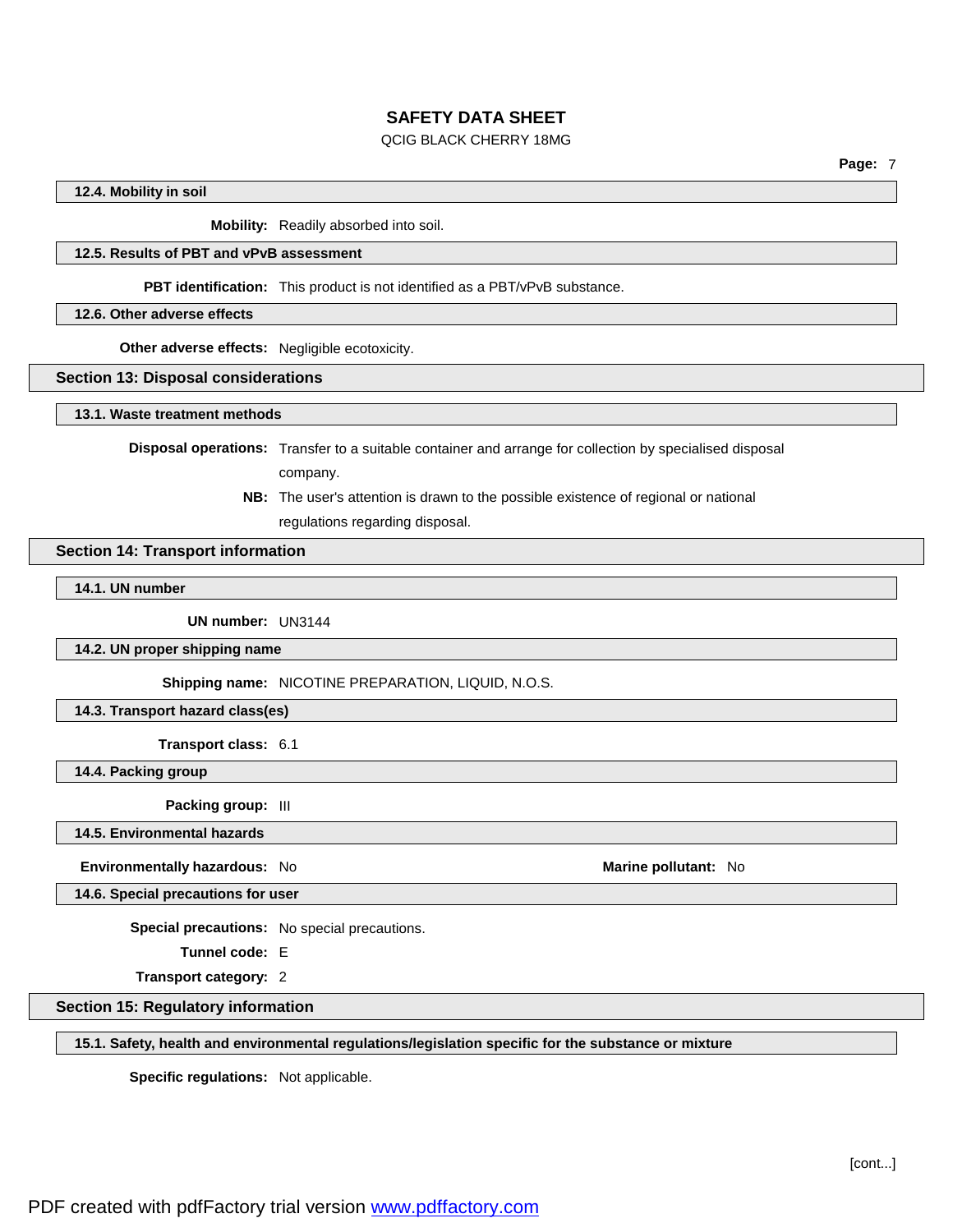### 12.4. Mobility in soil

**Mobility:** Readily absorbed into soil.

### 12.5. Results of PBT and vPvB assessment

**PBT identification:** This product is not identified as a PBT/vPvB substance.

### 12.6. Other adverse effects

**Other adverse effects:** Negligible ecotoxicity.

## Section 13: Disposal considerations

### 13.1. Waste treatment methods

**Disposal operations:** Transfer to a suitable container and arrange for collection by specialised disposal company.

**NB:** The user's attention is drawn to the possible existence of regional or national regulations regarding disposal.

## Section 14: Transport information

### 14.1. UN number

**UN number:** UN3144

### 14.2. UN proper shipping name

**Shipping name:** NICOTINE PREPARATION, LIQUID, N.O.S.

### 14.3. Transport hazard class(es)

**Transport class:** 6.1

### 14.4. Packing group

**Packing group:** III

### 14.5. Environmental hazards

**Environmentally hazardous:** No

**Marine pollutant:** No

### 14.6. Special precautions for user

**Special precautions:** No special precautions.

**Tunnel code:** E

**Transport category:** 2

## Section 15: Regulatory information

### 15.1. Safety, health and environmental regulations/legislation specific for the substance or mixture

**Specific regulations:** Not applicable.

[cont...]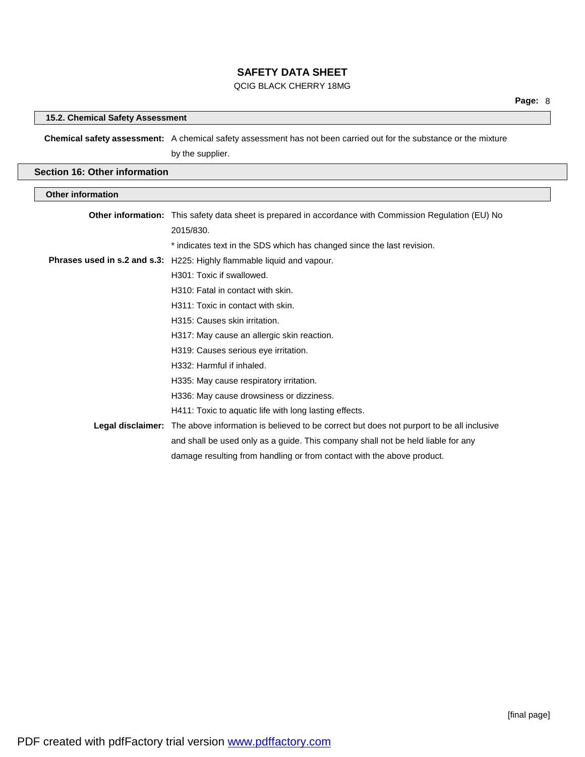### 15.2. Chemical Safety Assessment

**Chemical safety assessment:** A chemical safety assessment has not been carried out for the substance or the mixture by the supplier.

## Section 16: Other information

### Other information

**Other information:** This safety data sheet is prepared in accordance with Commission Regulation (EU) No 2015/830.

* indicates text in the SDS which has changed since the last revision.

**Phrases used in s.2 and s.3:** H225: Highly flammable liquid and vapour.

H301: Toxic if swallowed.

H310: Fatal in contact with skin.

H311: Toxic in contact with skin.

H315: Causes skin irritation.

H317: May cause an allergic skin reaction.

H319: Causes serious eye irritation.

H332: Harmful if inhaled.

H335: May cause respiratory irritation.

H336: May cause drowsiness or dizziness.

H411: Toxic to aquatic life with long lasting effects.

**Legal disclaimer:** The above information is believed to be correct but does not purport to be all inclusive and shall be used only as a guide. This company shall not be held liable for any damage resulting from handling or from contact with the above product.

[final page]